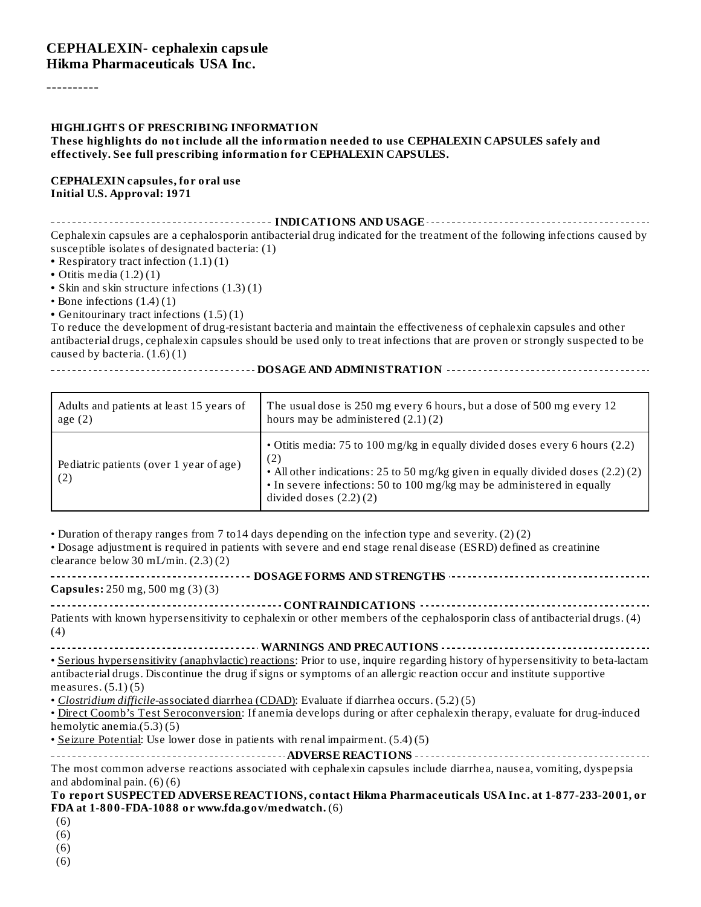# CEPHALEXIN- cephalexin capsule
## Hikma Pharmaceuticals USA Inc.

----------

**HIGHLIGHTS OF PRESCRIBING INFORMATION**
**These highlights do not include all the information needed to use CEPHALEXIN CAPSULES safely and effectively. See full prescribing information for CEPHALEXIN CAPSULES.**

**CEPHALEXIN capsules, for oral use**
**Initial U.S. Approval: 1971**

### INDICATIONS AND USAGE

Cephalexin capsules are a cephalosporin antibacterial drug indicated for the treatment of the following infections caused by susceptible isolates of designated bacteria: (1)

- Respiratory tract infection (1.1) (1)
- Otitis media (1.2) (1)
- Skin and skin structure infections (1.3) (1)
- Bone infections (1.4) (1)
- Genitourinary tract infections (1.5) (1)

To reduce the development of drug-resistant bacteria and maintain the effectiveness of cephalexin capsules and other antibacterial drugs, cephalexin capsules should be used only to treat infections that are proven or strongly suspected to be caused by bacteria. (1.6) (1)

### DOSAGE AND ADMINISTRATION

| | |
|---|---|
| Adults and patients at least 15 years of age (2) | The usual dose is 250 mg every 6 hours, but a dose of 500 mg every 12 hours may be administered (2.1) (2) |
| Pediatric patients (over 1 year of age) (2) | • Otitis media: 75 to 100 mg/kg in equally divided doses every 6 hours (2.2) (2)<br>• All other indications: 25 to 50 mg/kg given in equally divided doses (2.2) (2)<br>• In severe infections: 50 to 100 mg/kg may be administered in equally divided doses (2.2) (2) |

- Duration of therapy ranges from 7 to14 days depending on the infection type and severity. (2) (2)
- Dosage adjustment is required in patients with severe and end stage renal disease (ESRD) defined as creatinine clearance below 30 mL/min. (2.3) (2)

### DOSAGE FORMS AND STRENGTHS

**Capsules:** 250 mg, 500 mg (3) (3)

### CONTRAINDICATIONS

Patients with known hypersensitivity to cephalexin or other members of the cephalosporin class of antibacterial drugs. (4) (4)

### WARNINGS AND PRECAUTIONS

- Serious hypersensitivity (anaphylactic) reactions: Prior to use, inquire regarding history of hypersensitivity to beta-lactam antibacterial drugs. Discontinue the drug if signs or symptoms of an allergic reaction occur and institute supportive measures. (5.1) (5)
- *Clostridium difficile*-associated diarrhea (CDAD): Evaluate if diarrhea occurs. (5.2) (5)
- Direct Coomb's Test Seroconversion: If anemia develops during or after cephalexin therapy, evaluate for drug-induced hemolytic anemia.(5.3) (5)
- Seizure Potential: Use lower dose in patients with renal impairment. (5.4) (5)

### ADVERSE REACTIONS

The most common adverse reactions associated with cephalexin capsules include diarrhea, nausea, vomiting, dyspepsia and abdominal pain. (6) (6)

**To report SUSPECTED ADVERSE REACTIONS, contact Hikma Pharmaceuticals USA Inc. at 1-877-233-2001, or FDA at 1-800-FDA-1088 or www.fda.gov/medwatch.** (6)

(6)
(6)
(6)
(6)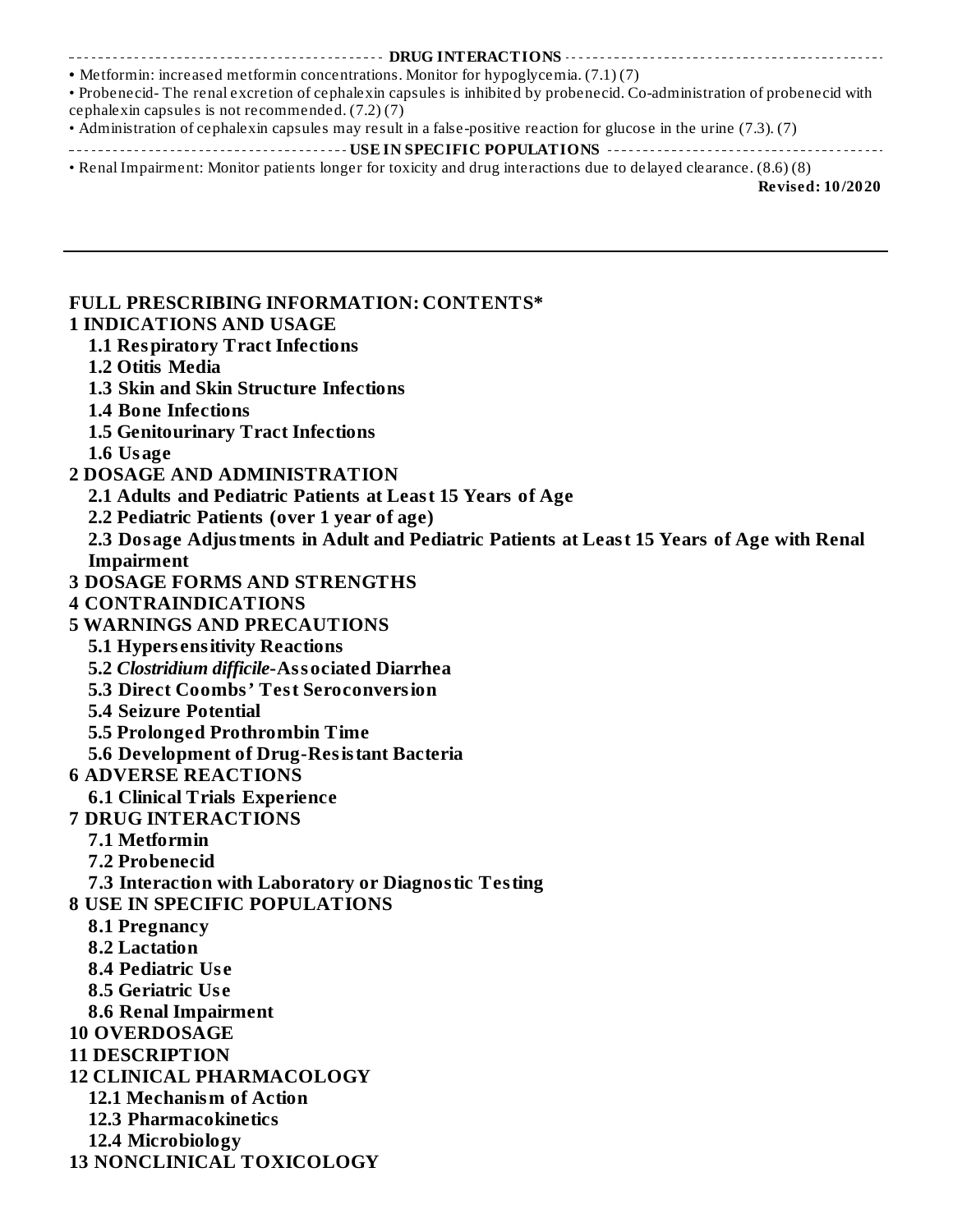## DRUG INTERACTIONS

- Metformin: increased metformin concentrations. Monitor for hypoglycemia. (7.1) (7)
- Probenecid- The renal excretion of cephalexin capsules is inhibited by probenecid. Co-administration of probenecid with cephalexin capsules is not recommended. (7.2) (7)
- Administration of cephalexin capsules may result in a false-positive reaction for glucose in the urine (7.3). (7)

## USE IN SPECIFIC POPULATIONS

- Renal Impairment: Monitor patients longer for toxicity and drug interactions due to delayed clearance. (8.6) (8)

**Revised: 10/2020**

---

## FULL PRESCRIBING INFORMATION: CONTENTS*

**1 INDICATIONS AND USAGE**

- **1.1 Respiratory Tract Infections**
- **1.2 Otitis Media**
- **1.3 Skin and Skin Structure Infections**
- **1.4 Bone Infections**
- **1.5 Genitourinary Tract Infections**
- **1.6 Usage**

**2 DOSAGE AND ADMINISTRATION**

- **2.1 Adults and Pediatric Patients at Least 15 Years of Age**
- **2.2 Pediatric Patients (over 1 year of age)**
- **2.3 Dosage Adjustments in Adult and Pediatric Patients at Least 15 Years of Age with Renal Impairment**

**3 DOSAGE FORMS AND STRENGTHS**

**4 CONTRAINDICATIONS**

**5 WARNINGS AND PRECAUTIONS**

- **5.1 Hypersensitivity Reactions**
- **5.2 *Clostridium difficile*-Associated Diarrhea**
- **5.3 Direct Coombs' Test Seroconversion**
- **5.4 Seizure Potential**
- **5.5 Prolonged Prothrombin Time**
- **5.6 Development of Drug-Resistant Bacteria**

**6 ADVERSE REACTIONS**

- **6.1 Clinical Trials Experience**

**7 DRUG INTERACTIONS**

- **7.1 Metformin**
- **7.2 Probenecid**
- **7.3 Interaction with Laboratory or Diagnostic Testing**

**8 USE IN SPECIFIC POPULATIONS**

- **8.1 Pregnancy**
- **8.2 Lactation**
- **8.4 Pediatric Use**
- **8.5 Geriatric Use**
- **8.6 Renal Impairment**

**10 OVERDOSAGE**

**11 DESCRIPTION**

**12 CLINICAL PHARMACOLOGY**

- **12.1 Mechanism of Action**
- **12.3 Pharmacokinetics**
- **12.4 Microbiology**

**13 NONCLINICAL TOXICOLOGY**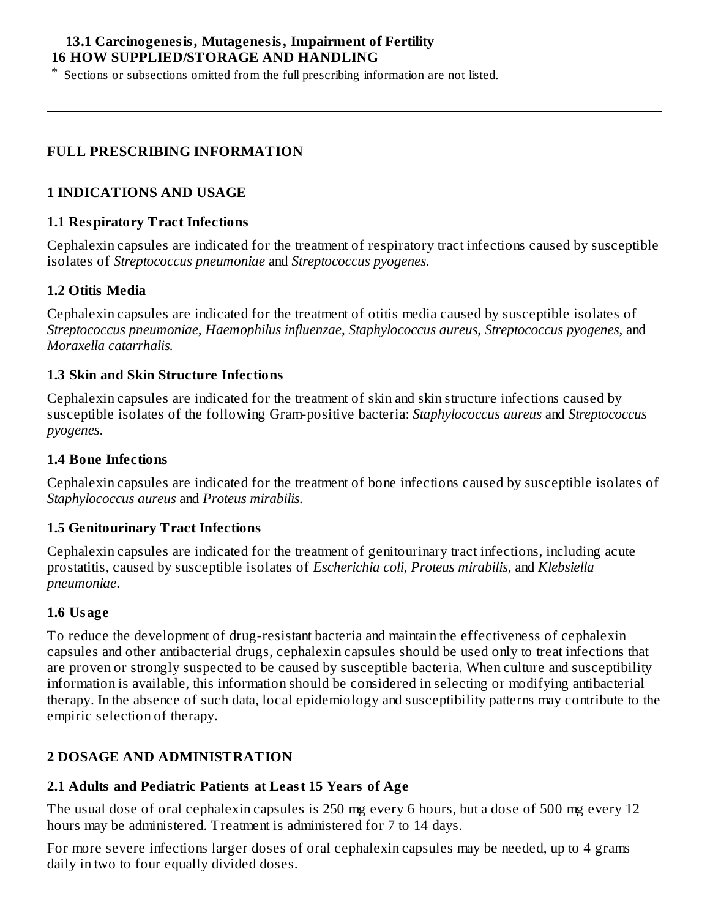**13.1 Carcinogenesis, Mutagenesis, Impairment of Fertility**

**16 HOW SUPPLIED/STORAGE AND HANDLING**

* Sections or subsections omitted from the full prescribing information are not listed.

---

## FULL PRESCRIBING INFORMATION

## 1 INDICATIONS AND USAGE

### 1.1 Respiratory Tract Infections

Cephalexin capsules are indicated for the treatment of respiratory tract infections caused by susceptible isolates of *Streptococcus pneumoniae* and *Streptococcus pyogenes.*

### 1.2 Otitis Media

Cephalexin capsules are indicated for the treatment of otitis media caused by susceptible isolates of *Streptococcus pneumoniae*, *Haemophilus influenzae*, *Staphylococcus aureus*, *Streptococcus pyogenes*, and *Moraxella catarrhalis.*

### 1.3 Skin and Skin Structure Infections

Cephalexin capsules are indicated for the treatment of skin and skin structure infections caused by susceptible isolates of the following Gram-positive bacteria: *Staphylococcus aureus* and *Streptococcus pyogenes.*

### 1.4 Bone Infections

Cephalexin capsules are indicated for the treatment of bone infections caused by susceptible isolates of *Staphylococcus aureus* and *Proteus mirabilis.*

### 1.5 Genitourinary Tract Infections

Cephalexin capsules are indicated for the treatment of genitourinary tract infections, including acute prostatitis, caused by susceptible isolates of *Escherichia coli*, *Proteus mirabilis*, and *Klebsiella pneumoniae*.

### 1.6 Usage

To reduce the development of drug-resistant bacteria and maintain the effectiveness of cephalexin capsules and other antibacterial drugs, cephalexin capsules should be used only to treat infections that are proven or strongly suspected to be caused by susceptible bacteria. When culture and susceptibility information is available, this information should be considered in selecting or modifying antibacterial therapy. In the absence of such data, local epidemiology and susceptibility patterns may contribute to the empiric selection of therapy.

## 2 DOSAGE AND ADMINISTRATION

### 2.1 Adults and Pediatric Patients at Least 15 Years of Age

The usual dose of oral cephalexin capsules is 250 mg every 6 hours, but a dose of 500 mg every 12 hours may be administered. Treatment is administered for 7 to 14 days.

For more severe infections larger doses of oral cephalexin capsules may be needed, up to 4 grams daily in two to four equally divided doses.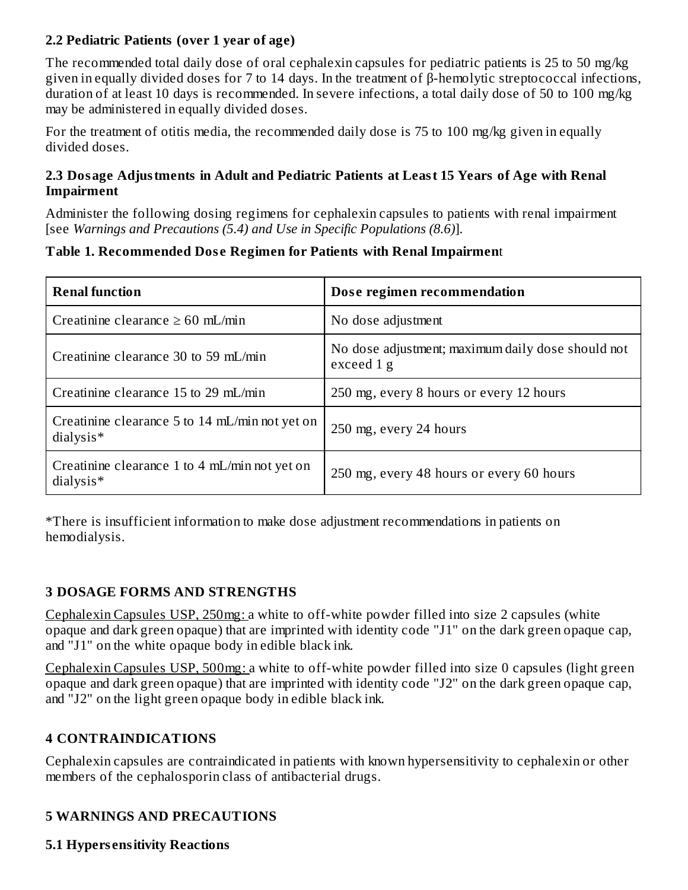### 2.2 Pediatric Patients (over 1 year of age)

The recommended total daily dose of oral cephalexin capsules for pediatric patients is 25 to 50 mg/kg given in equally divided doses for 7 to 14 days. In the treatment of β-hemolytic streptococcal infections, duration of at least 10 days is recommended. In severe infections, a total daily dose of 50 to 100 mg/kg may be administered in equally divided doses.

For the treatment of otitis media, the recommended daily dose is 75 to 100 mg/kg given in equally divided doses.

### 2.3 Dosage Adjustments in Adult and Pediatric Patients at Least 15 Years of Age with Renal Impairment

Administer the following dosing regimens for cephalexin capsules to patients with renal impairment [see *Warnings and Precautions (5.4) and Use in Specific Populations (8.6)*].

**Table 1. Recommended Dose Regimen for Patients with Renal Impairment**

| Renal function | Dose regimen recommendation |
| --- | --- |
| Creatinine clearance ≥ 60 mL/min | No dose adjustment |
| Creatinine clearance 30 to 59 mL/min | No dose adjustment; maximum daily dose should not exceed 1 g |
| Creatinine clearance 15 to 29 mL/min | 250 mg, every 8 hours or every 12 hours |
| Creatinine clearance 5 to 14 mL/min not yet on dialysis* | 250 mg, every 24 hours |
| Creatinine clearance 1 to 4 mL/min not yet on dialysis* | 250 mg, every 48 hours or every 60 hours |

*There is insufficient information to make dose adjustment recommendations in patients on hemodialysis.

## 3 DOSAGE FORMS AND STRENGTHS

Cephalexin Capsules USP, 250mg: a white to off-white powder filled into size 2 capsules (white opaque and dark green opaque) that are imprinted with identity code "J1" on the dark green opaque cap, and "J1" on the white opaque body in edible black ink.

Cephalexin Capsules USP, 500mg: a white to off-white powder filled into size 0 capsules (light green opaque and dark green opaque) that are imprinted with identity code "J2" on the dark green opaque cap, and "J2" on the light green opaque body in edible black ink.

## 4 CONTRAINDICATIONS

Cephalexin capsules are contraindicated in patients with known hypersensitivity to cephalexin or other members of the cephalosporin class of antibacterial drugs.

## 5 WARNINGS AND PRECAUTIONS

### 5.1 Hypersensitivity Reactions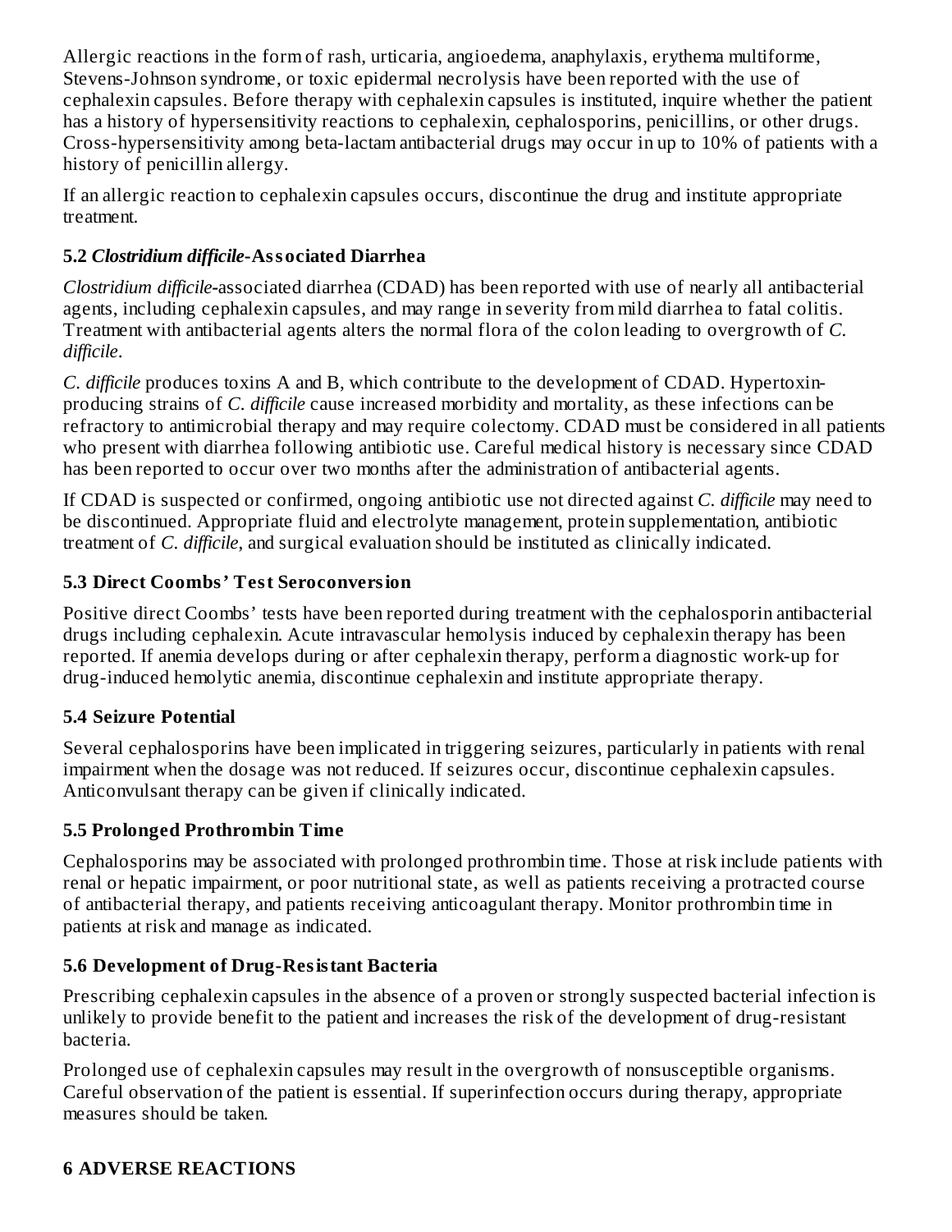Allergic reactions in the form of rash, urticaria, angioedema, anaphylaxis, erythema multiforme, Stevens-Johnson syndrome, or toxic epidermal necrolysis have been reported with the use of cephalexin capsules. Before therapy with cephalexin capsules is instituted, inquire whether the patient has a history of hypersensitivity reactions to cephalexin, cephalosporins, penicillins, or other drugs. Cross-hypersensitivity among beta-lactam antibacterial drugs may occur in up to 10% of patients with a history of penicillin allergy.

If an allergic reaction to cephalexin capsules occurs, discontinue the drug and institute appropriate treatment.

### 5.2 *Clostridium difficile*-Associated Diarrhea

*Clostridium difficile*-associated diarrhea (CDAD) has been reported with use of nearly all antibacterial agents, including cephalexin capsules, and may range in severity from mild diarrhea to fatal colitis. Treatment with antibacterial agents alters the normal flora of the colon leading to overgrowth of *C. difficile*.

*C. difficile* produces toxins A and B, which contribute to the development of CDAD. Hypertoxin-producing strains of *C. difficile* cause increased morbidity and mortality, as these infections can be refractory to antimicrobial therapy and may require colectomy. CDAD must be considered in all patients who present with diarrhea following antibiotic use. Careful medical history is necessary since CDAD has been reported to occur over two months after the administration of antibacterial agents.

If CDAD is suspected or confirmed, ongoing antibiotic use not directed against *C. difficile* may need to be discontinued. Appropriate fluid and electrolyte management, protein supplementation, antibiotic treatment of *C. difficile*, and surgical evaluation should be instituted as clinically indicated.

### 5.3 Direct Coombs' Test Seroconversion

Positive direct Coombs' tests have been reported during treatment with the cephalosporin antibacterial drugs including cephalexin. Acute intravascular hemolysis induced by cephalexin therapy has been reported. If anemia develops during or after cephalexin therapy, perform a diagnostic work-up for drug-induced hemolytic anemia, discontinue cephalexin and institute appropriate therapy.

### 5.4 Seizure Potential

Several cephalosporins have been implicated in triggering seizures, particularly in patients with renal impairment when the dosage was not reduced. If seizures occur, discontinue cephalexin capsules. Anticonvulsant therapy can be given if clinically indicated.

### 5.5 Prolonged Prothrombin Time

Cephalosporins may be associated with prolonged prothrombin time. Those at risk include patients with renal or hepatic impairment, or poor nutritional state, as well as patients receiving a protracted course of antibacterial therapy, and patients receiving anticoagulant therapy. Monitor prothrombin time in patients at risk and manage as indicated.

### 5.6 Development of Drug-Resistant Bacteria

Prescribing cephalexin capsules in the absence of a proven or strongly suspected bacterial infection is unlikely to provide benefit to the patient and increases the risk of the development of drug-resistant bacteria.

Prolonged use of cephalexin capsules may result in the overgrowth of nonsusceptible organisms. Careful observation of the patient is essential. If superinfection occurs during therapy, appropriate measures should be taken.

## 6 ADVERSE REACTIONS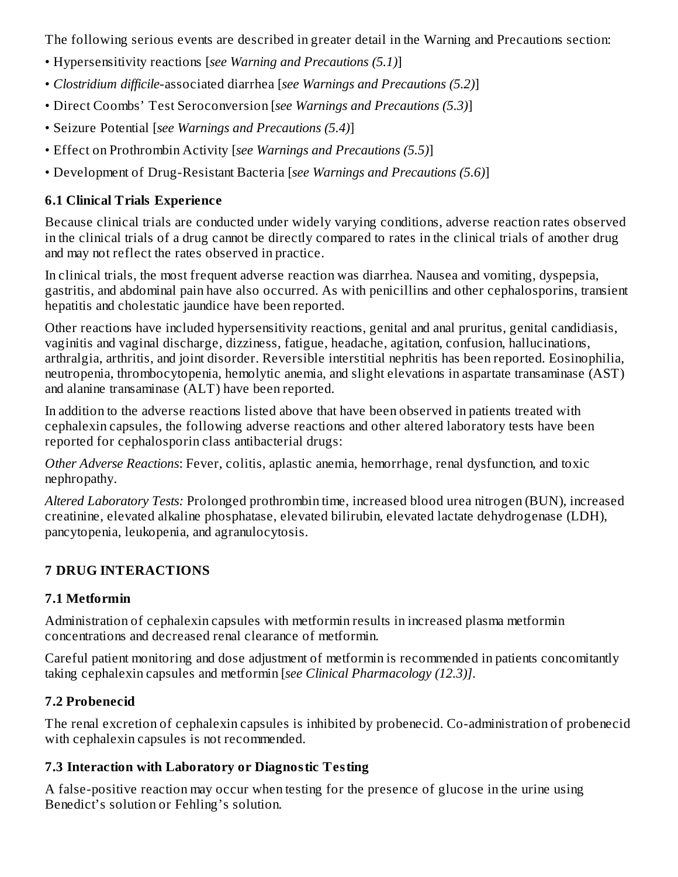The following serious events are described in greater detail in the Warning and Precautions section:

- Hypersensitivity reactions [*see Warning and Precautions (5.1)*]
- *Clostridium difficile*-associated diarrhea [*see Warnings and Precautions (5.2)*]
- Direct Coombs' Test Seroconversion [*see Warnings and Precautions (5.3)*]
- Seizure Potential [*see Warnings and Precautions (5.4)*]
- Effect on Prothrombin Activity [*see Warnings and Precautions (5.5)*]
- Development of Drug-Resistant Bacteria [*see Warnings and Precautions (5.6)*]

### 6.1 Clinical Trials Experience

Because clinical trials are conducted under widely varying conditions, adverse reaction rates observed in the clinical trials of a drug cannot be directly compared to rates in the clinical trials of another drug and may not reflect the rates observed in practice.

In clinical trials, the most frequent adverse reaction was diarrhea. Nausea and vomiting, dyspepsia, gastritis, and abdominal pain have also occurred. As with penicillins and other cephalosporins, transient hepatitis and cholestatic jaundice have been reported.

Other reactions have included hypersensitivity reactions, genital and anal pruritus, genital candidiasis, vaginitis and vaginal discharge, dizziness, fatigue, headache, agitation, confusion, hallucinations, arthralgia, arthritis, and joint disorder. Reversible interstitial nephritis has been reported. Eosinophilia, neutropenia, thrombocytopenia, hemolytic anemia, and slight elevations in aspartate transaminase (AST) and alanine transaminase (ALT) have been reported.

In addition to the adverse reactions listed above that have been observed in patients treated with cephalexin capsules, the following adverse reactions and other altered laboratory tests have been reported for cephalosporin class antibacterial drugs:

*Other Adverse Reactions*: Fever, colitis, aplastic anemia, hemorrhage, renal dysfunction, and toxic nephropathy.

*Altered Laboratory Tests:* Prolonged prothrombin time, increased blood urea nitrogen (BUN), increased creatinine, elevated alkaline phosphatase, elevated bilirubin, elevated lactate dehydrogenase (LDH), pancytopenia, leukopenia, and agranulocytosis.

## 7 DRUG INTERACTIONS

### 7.1 Metformin

Administration of cephalexin capsules with metformin results in increased plasma metformin concentrations and decreased renal clearance of metformin.

Careful patient monitoring and dose adjustment of metformin is recommended in patients concomitantly taking cephalexin capsules and metformin [*see Clinical Pharmacology (12.3)]*.

### 7.2 Probenecid

The renal excretion of cephalexin capsules is inhibited by probenecid. Co-administration of probenecid with cephalexin capsules is not recommended.

### 7.3 Interaction with Laboratory or Diagnostic Testing

A false-positive reaction may occur when testing for the presence of glucose in the urine using Benedict's solution or Fehling's solution.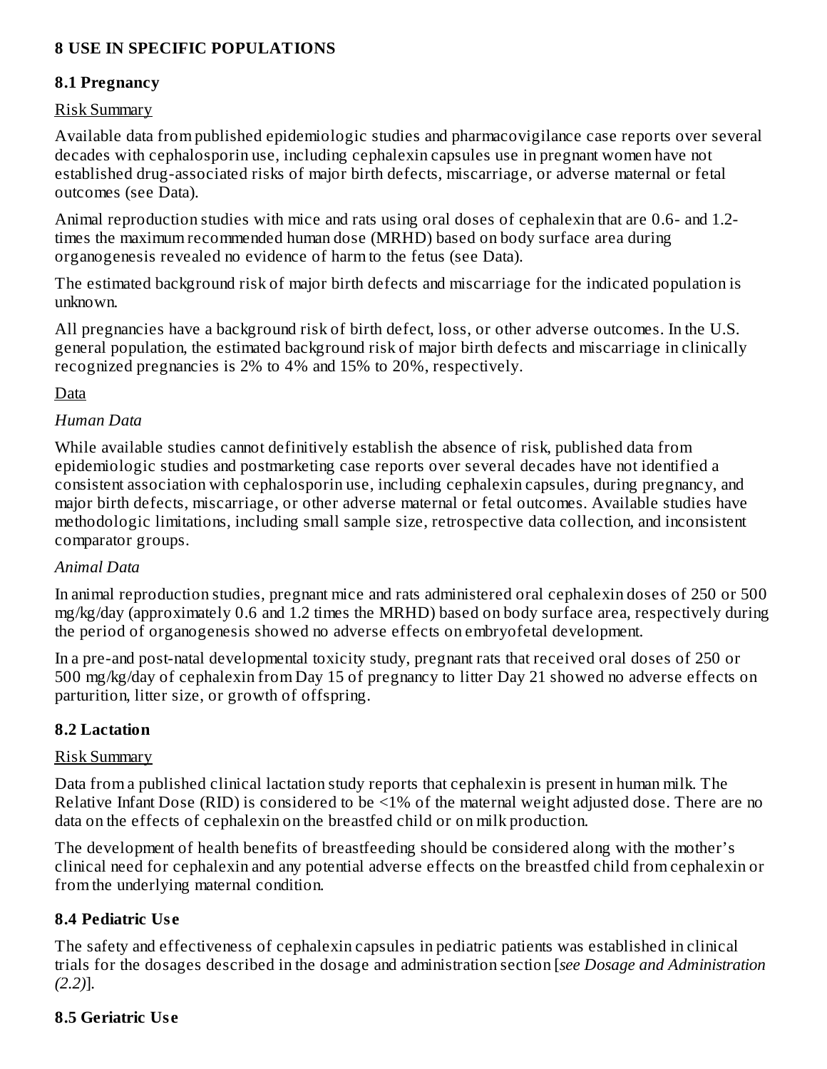## 8 USE IN SPECIFIC POPULATIONS

### 8.1 Pregnancy

Risk Summary

Available data from published epidemiologic studies and pharmacovigilance case reports over several decades with cephalosporin use, including cephalexin capsules use in pregnant women have not established drug-associated risks of major birth defects, miscarriage, or adverse maternal or fetal outcomes (see Data).

Animal reproduction studies with mice and rats using oral doses of cephalexin that are 0.6- and 1.2-times the maximum recommended human dose (MRHD) based on body surface area during organogenesis revealed no evidence of harm to the fetus (see Data).

The estimated background risk of major birth defects and miscarriage for the indicated population is unknown.

All pregnancies have a background risk of birth defect, loss, or other adverse outcomes. In the U.S. general population, the estimated background risk of major birth defects and miscarriage in clinically recognized pregnancies is 2% to 4% and 15% to 20%, respectively.

Data

*Human Data*

While available studies cannot definitively establish the absence of risk, published data from epidemiologic studies and postmarketing case reports over several decades have not identified a consistent association with cephalosporin use, including cephalexin capsules, during pregnancy, and major birth defects, miscarriage, or other adverse maternal or fetal outcomes. Available studies have methodologic limitations, including small sample size, retrospective data collection, and inconsistent comparator groups.

*Animal Data*

In animal reproduction studies, pregnant mice and rats administered oral cephalexin doses of 250 or 500 mg/kg/day (approximately 0.6 and 1.2 times the MRHD) based on body surface area, respectively during the period of organogenesis showed no adverse effects on embryofetal development.

In a pre-and post-natal developmental toxicity study, pregnant rats that received oral doses of 250 or 500 mg/kg/day of cephalexin from Day 15 of pregnancy to litter Day 21 showed no adverse effects on parturition, litter size, or growth of offspring.

### 8.2 Lactation

Risk Summary

Data from a published clinical lactation study reports that cephalexin is present in human milk. The Relative Infant Dose (RID) is considered to be <1% of the maternal weight adjusted dose. There are no data on the effects of cephalexin on the breastfed child or on milk production.

The development of health benefits of breastfeeding should be considered along with the mother's clinical need for cephalexin and any potential adverse effects on the breastfed child from cephalexin or from the underlying maternal condition.

### 8.4 Pediatric Use

The safety and effectiveness of cephalexin capsules in pediatric patients was established in clinical trials for the dosages described in the dosage and administration section [*see Dosage and Administration (2.2)*].

### 8.5 Geriatric Use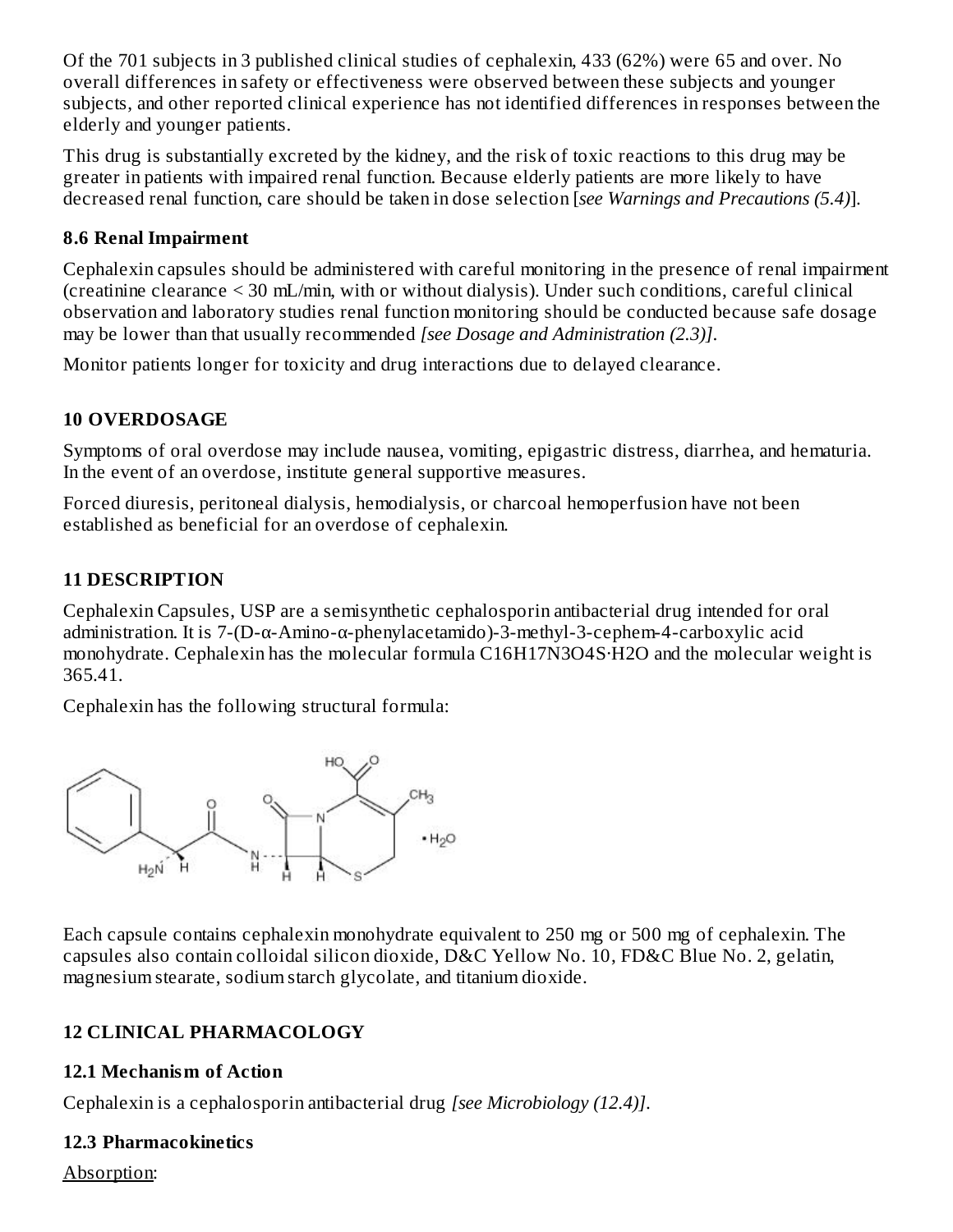Of the 701 subjects in 3 published clinical studies of cephalexin, 433 (62%) were 65 and over. No overall differences in safety or effectiveness were observed between these subjects and younger subjects, and other reported clinical experience has not identified differences in responses between the elderly and younger patients.

This drug is substantially excreted by the kidney, and the risk of toxic reactions to this drug may be greater in patients with impaired renal function. Because elderly patients are more likely to have decreased renal function, care should be taken in dose selection [*see Warnings and Precautions (5.4)*].

### 8.6 Renal Impairment

Cephalexin capsules should be administered with careful monitoring in the presence of renal impairment (creatinine clearance < 30 mL/min, with or without dialysis). Under such conditions, careful clinical observation and laboratory studies renal function monitoring should be conducted because safe dosage may be lower than that usually recommended *[see Dosage and Administration (2.3)]*.

Monitor patients longer for toxicity and drug interactions due to delayed clearance.

## 10 OVERDOSAGE

Symptoms of oral overdose may include nausea, vomiting, epigastric distress, diarrhea, and hematuria. In the event of an overdose, institute general supportive measures.

Forced diuresis, peritoneal dialysis, hemodialysis, or charcoal hemoperfusion have not been established as beneficial for an overdose of cephalexin.

## 11 DESCRIPTION

Cephalexin Capsules, USP are a semisynthetic cephalosporin antibacterial drug intended for oral administration. It is 7-(D-α-Amino-α-phenylacetamido)-3-methyl-3-cephem-4-carboxylic acid monohydrate. Cephalexin has the molecular formula $C_{16}H_{17}N_3O_4S \cdot H_2O$ and the molecular weight is 365.41.

Cephalexin has the following structural formula:

Each capsule contains cephalexin monohydrate equivalent to 250 mg or 500 mg of cephalexin. The capsules also contain colloidal silicon dioxide, D&C Yellow No. 10, FD&C Blue No. 2, gelatin, magnesium stearate, sodium starch glycolate, and titanium dioxide.

## 12 CLINICAL PHARMACOLOGY

### 12.1 Mechanism of Action

Cephalexin is a cephalosporin antibacterial drug *[see Microbiology (12.4)]*.

### 12.3 Pharmacokinetics

Absorption: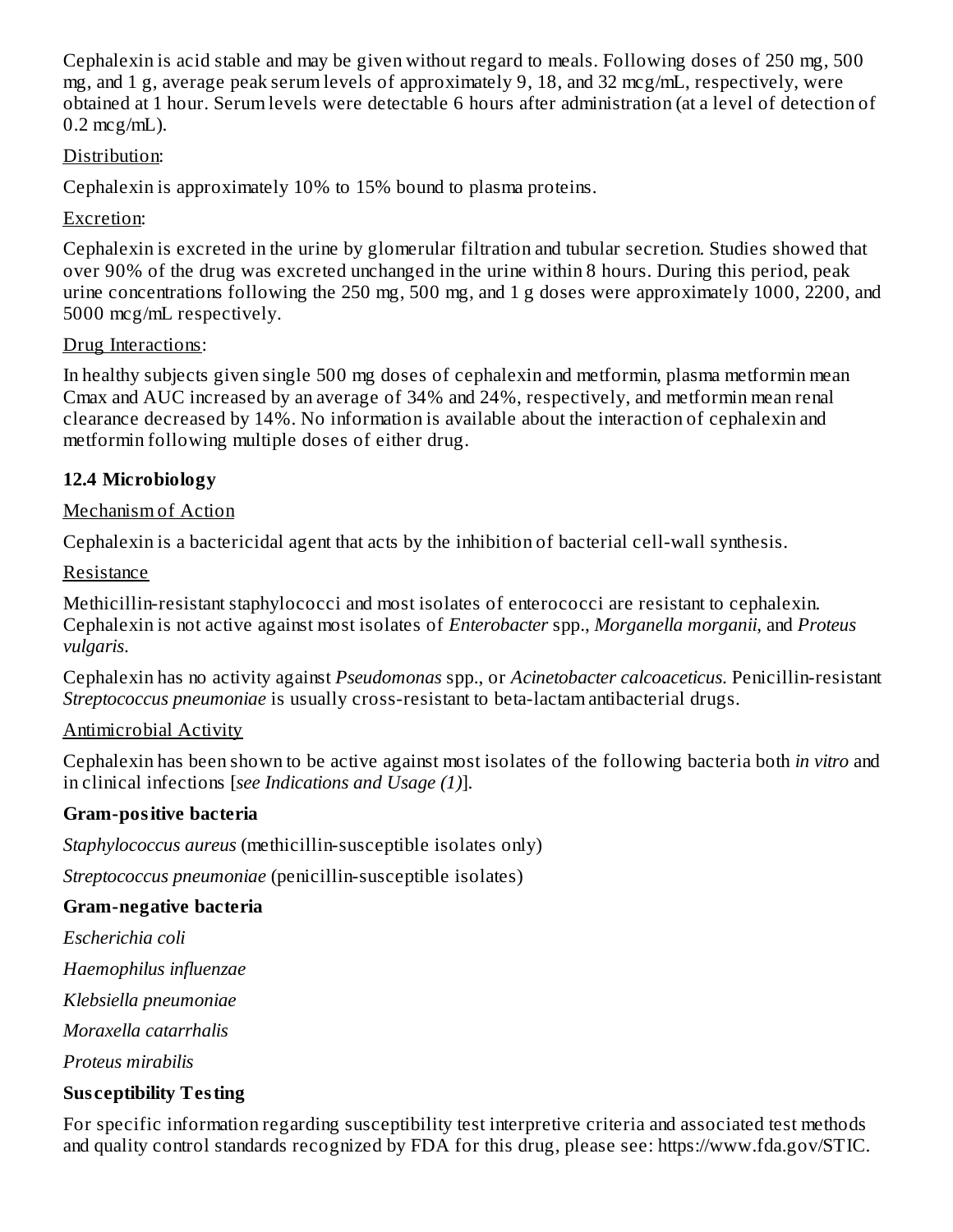Cephalexin is acid stable and may be given without regard to meals. Following doses of 250 mg, 500 mg, and 1 g, average peak serum levels of approximately 9, 18, and 32 mcg/mL, respectively, were obtained at 1 hour. Serum levels were detectable 6 hours after administration (at a level of detection of 0.2 mcg/mL).

Distribution:

Cephalexin is approximately 10% to 15% bound to plasma proteins.

Excretion:

Cephalexin is excreted in the urine by glomerular filtration and tubular secretion. Studies showed that over 90% of the drug was excreted unchanged in the urine within 8 hours. During this period, peak urine concentrations following the 250 mg, 500 mg, and 1 g doses were approximately 1000, 2200, and 5000 mcg/mL respectively.

Drug Interactions:

In healthy subjects given single 500 mg doses of cephalexin and metformin, plasma metformin mean Cmax and AUC increased by an average of 34% and 24%, respectively, and metformin mean renal clearance decreased by 14%. No information is available about the interaction of cephalexin and metformin following multiple doses of either drug.

### 12.4 Microbiology

Mechanism of Action

Cephalexin is a bactericidal agent that acts by the inhibition of bacterial cell-wall synthesis.

Resistance

Methicillin-resistant staphylococci and most isolates of enterococci are resistant to cephalexin. Cephalexin is not active against most isolates of *Enterobacter* spp., *Morganella morganii*, and *Proteus vulgaris*.

Cephalexin has no activity against *Pseudomonas* spp., or *Acinetobacter calcoaceticus*. Penicillin-resistant *Streptococcus pneumoniae* is usually cross-resistant to beta-lactam antibacterial drugs.

Antimicrobial Activity

Cephalexin has been shown to be active against most isolates of the following bacteria both *in vitro* and in clinical infections [*see Indications and Usage (1)*].

**Gram-positive bacteria**

*Staphylococcus aureus* (methicillin-susceptible isolates only)

*Streptococcus pneumoniae* (penicillin-susceptible isolates)

**Gram-negative bacteria**

*Escherichia coli*

*Haemophilus influenzae*

*Klebsiella pneumoniae*

*Moraxella catarrhalis*

*Proteus mirabilis*

**Susceptibility Testing**

For specific information regarding susceptibility test interpretive criteria and associated test methods and quality control standards recognized by FDA for this drug, please see: https://www.fda.gov/STIC.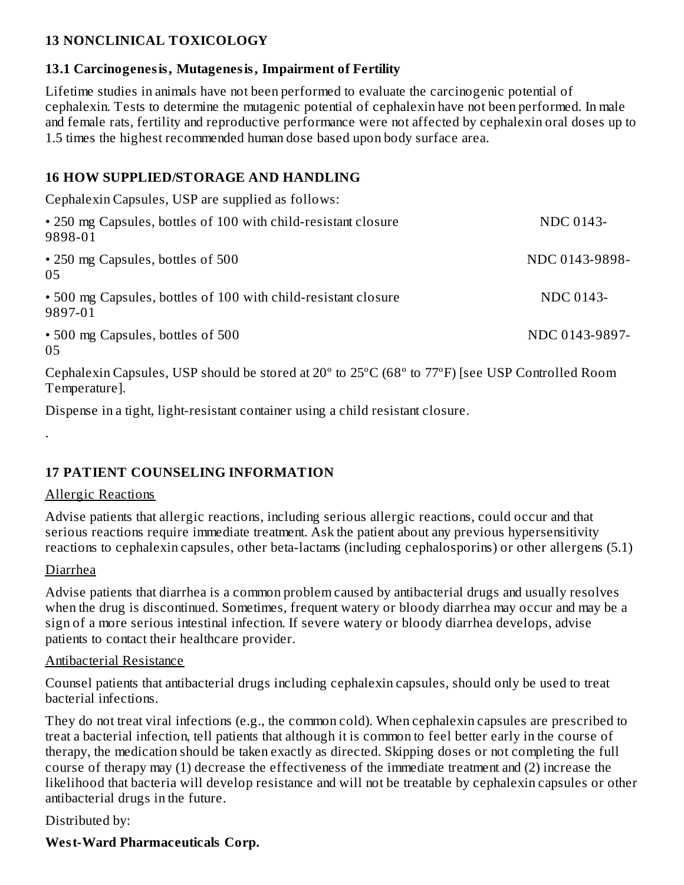## 13 NONCLINICAL TOXICOLOGY

### 13.1 Carcinogenesis, Mutagenesis, Impairment of Fertility

Lifetime studies in animals have not been performed to evaluate the carcinogenic potential of cephalexin. Tests to determine the mutagenic potential of cephalexin have not been performed. In male and female rats, fertility and reproductive performance were not affected by cephalexin oral doses up to 1.5 times the highest recommended human dose based upon body surface area.

## 16 HOW SUPPLIED/STORAGE AND HANDLING

Cephalexin Capsules, USP are supplied as follows:

- 250 mg Capsules, bottles of 100 with child-resistant closure NDC 0143-9898-01
- 250 mg Capsules, bottles of 500 NDC 0143-9898-05
- 500 mg Capsules, bottles of 100 with child-resistant closure NDC 0143-9897-01
- 500 mg Capsules, bottles of 500 NDC 0143-9897-05

Cephalexin Capsules, USP should be stored at 20° to 25ºC (68° to 77ºF) [see USP Controlled Room Temperature].

Dispense in a tight, light-resistant container using a child resistant closure.

.

## 17 PATIENT COUNSELING INFORMATION

Allergic Reactions

Advise patients that allergic reactions, including serious allergic reactions, could occur and that serious reactions require immediate treatment. Ask the patient about any previous hypersensitivity reactions to cephalexin capsules, other beta-lactams (including cephalosporins) or other allergens (5.1)

Diarrhea

Advise patients that diarrhea is a common problem caused by antibacterial drugs and usually resolves when the drug is discontinued. Sometimes, frequent watery or bloody diarrhea may occur and may be a sign of a more serious intestinal infection. If severe watery or bloody diarrhea develops, advise patients to contact their healthcare provider.

Antibacterial Resistance

Counsel patients that antibacterial drugs including cephalexin capsules, should only be used to treat bacterial infections.

They do not treat viral infections (e.g., the common cold). When cephalexin capsules are prescribed to treat a bacterial infection, tell patients that although it is common to feel better early in the course of therapy, the medication should be taken exactly as directed. Skipping doses or not completing the full course of therapy may (1) decrease the effectiveness of the immediate treatment and (2) increase the likelihood that bacteria will develop resistance and will not be treatable by cephalexin capsules or other antibacterial drugs in the future.

Distributed by:

**West-Ward Pharmaceuticals Corp.**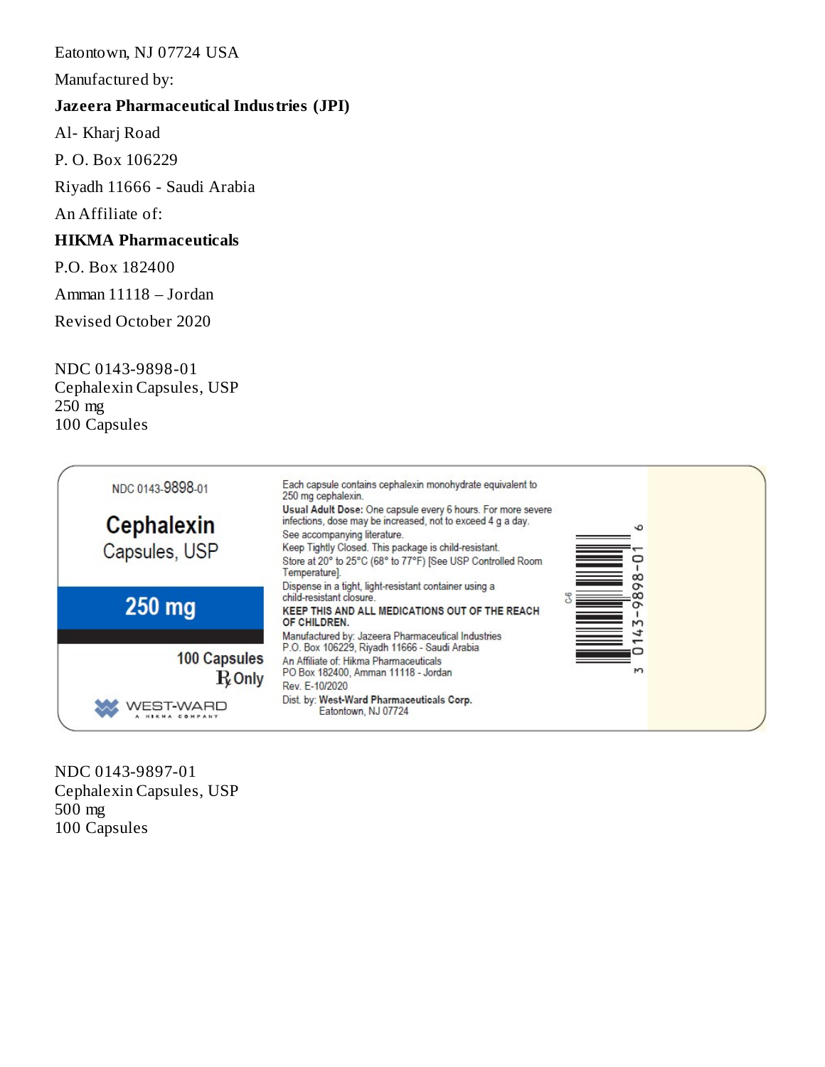Eatontown, NJ 07724 USA

Manufactured by:

**Jazeera Pharmaceutical Industries (JPI)**

Al- Kharj Road

P. O. Box 106229

Riyadh 11666 - Saudi Arabia

An Affiliate of:

**HIKMA Pharmaceuticals**

P.O. Box 182400

Amman 11118 – Jordan

Revised October 2020

NDC 0143-9898-01
Cephalexin Capsules, USP
250 mg
100 Capsules

NDC 0143-9898-01

**Cephalexin**
Capsules, USP

**250 mg**

100 Capsules
℞ Only

WEST-WARD
A HIKMA COMPANY

Each capsule contains cephalexin monohydrate equivalent to 250 mg cephalexin.

**Usual Adult Dose:** One capsule every 6 hours. For more severe infections, dose may be increased, not to exceed 4 g a day.

See accompanying literature.

Keep Tightly Closed. This package is child-resistant.

Store at 20° to 25°C (68° to 77°F) [See USP Controlled Room Temperature].

Dispense in a tight, light-resistant container using a child-resistant closure.

**KEEP THIS AND ALL MEDICATIONS OUT OF THE REACH OF CHILDREN.**

Manufactured by: Jazeera Pharmaceutical Industries
P.O. Box 106229, Riyadh 11666 - Saudi Arabia

An Affiliate of: Hikma Pharmaceuticals
PO Box 182400, Amman 11118 - Jordan

Rev. E-10/2020

Dist. by: **West-Ward Pharmaceuticals Corp.**
Eatontown, NJ 07724

C-6

3 0143-9898-01 6

NDC 0143-9897-01
Cephalexin Capsules, USP
500 mg
100 Capsules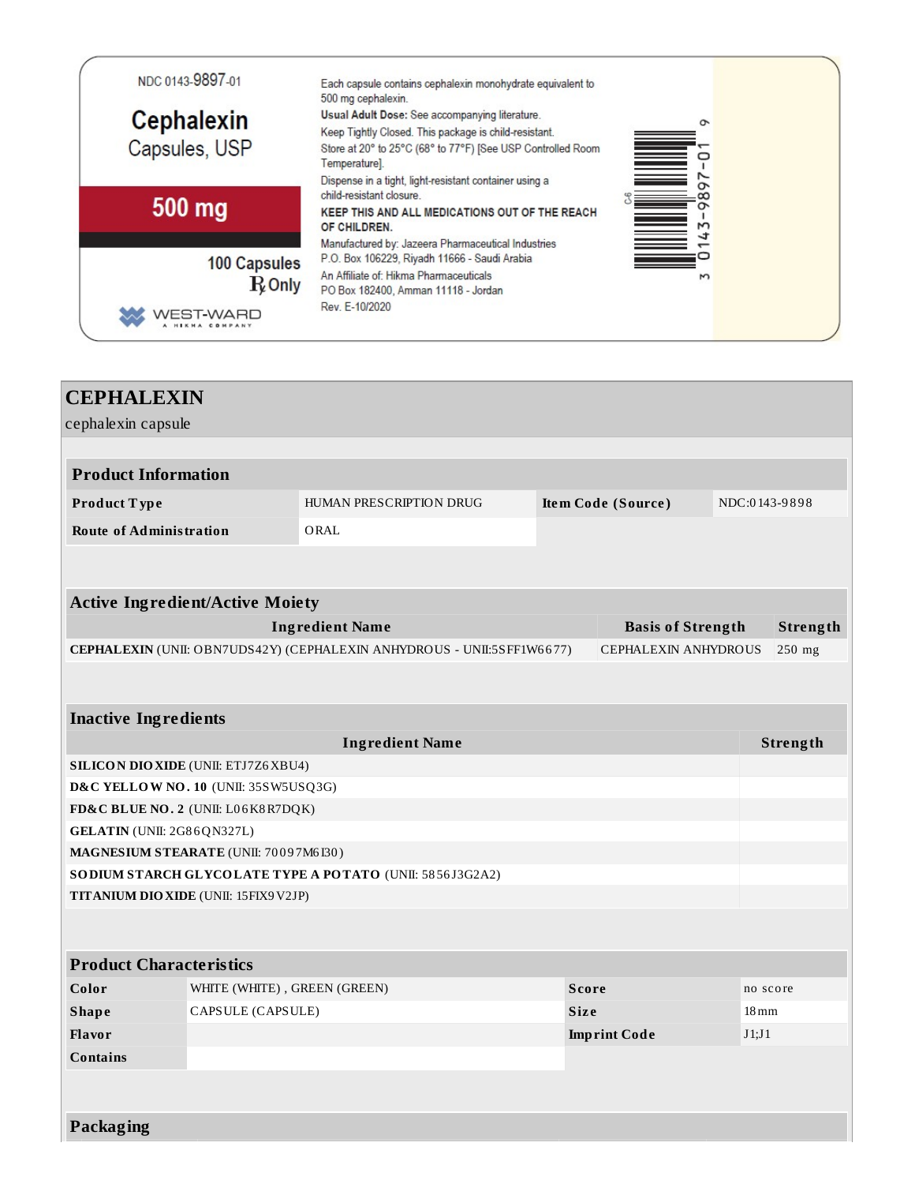NDC 0143-9897-01

**Cephalexin**
Capsules, USP

**500 mg**

100 Capsules
℞ Only

WEST-WARD
A HIKMA COMPANY

Each capsule contains cephalexin monohydrate equivalent to 500 mg cephalexin.

**Usual Adult Dose:** See accompanying literature.

Keep Tightly Closed. This package is child-resistant.

Store at 20° to 25°C (68° to 77°F) [See USP Controlled Room Temperature].

Dispense in a tight, light-resistant container using a child-resistant closure.

**KEEP THIS AND ALL MEDICATIONS OUT OF THE REACH OF CHILDREN.**

Manufactured by: Jazeera Pharmaceutical Industries
P.O. Box 106229, Riyadh 11666 - Saudi Arabia

An Affiliate of: Hikma Pharmaceuticals
PO Box 182400, Amman 11118 - Jordan

Rev. E-10/2020

C-6

3 0143-9897-01 9

# CEPHALEXIN

cephalexin capsule

## Product Information

| Product Type | HUMAN PRESCRIPTION DRUG | Item Code (Source) | NDC:0143-9898 |
|---|---|---|---|
| Route of Administration | ORAL | | |

## Active Ingredient/Active Moiety

| Ingredient Name | Basis of Strength | Strength |
|---|---|---|
| **CEPHALEXIN** (UNII: OBN7UDS42Y) (CEPHALEXIN ANHYDROUS - UNII:5SFF1W6677) | CEPHALEXIN ANHYDROUS | 250 mg |

## Inactive Ingredients

| Ingredient Name | Strength |
|---|---|
| **SILICON DIOXIDE** (UNII: ETJ7Z6XBU4) | |
| **D&C YELLOW NO. 10** (UNII: 35SW5USQ3G) | |
| **FD&C BLUE NO. 2** (UNII: L06K8R7DQK) | |
| **GELATIN** (UNII: 2G86QN327L) | |
| **MAGNESIUM STEARATE** (UNII: 70097M6I30) | |
| **SODIUM STARCH GLYCOLATE TYPE A POTATO** (UNII: 5856J3G2A2) | |
| **TITANIUM DIOXIDE** (UNII: 15FIX9V2JP) | |

## Product Characteristics

| Color | WHITE (WHITE) , GREEN (GREEN) | Score | no score |
|---|---|---|---|
| Shape | CAPSULE (CAPSULE) | Size | 18mm |
| Flavor | | Imprint Code | J1;J1 |
| Contains | | | |

## Packaging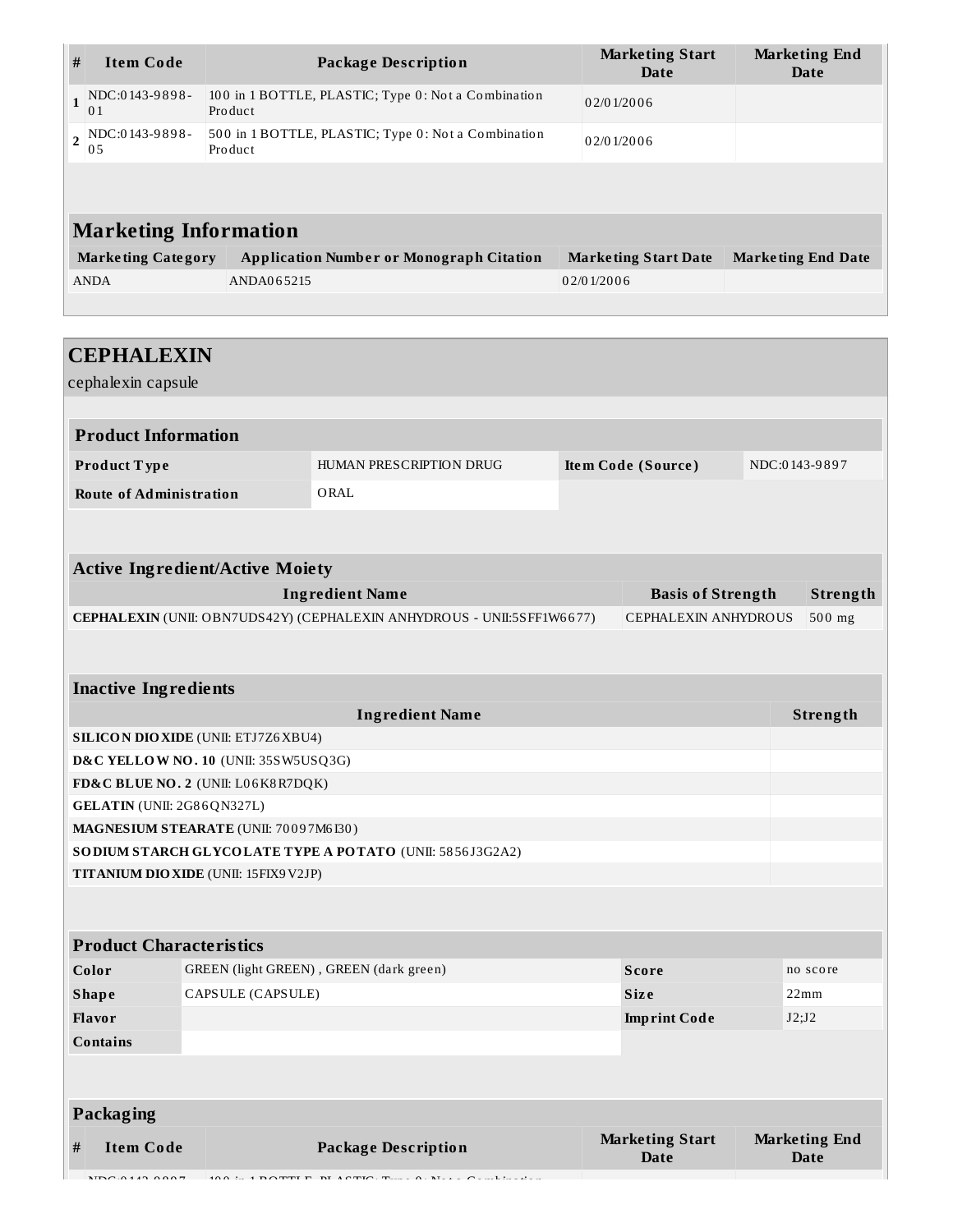| # | Item Code | Package Description | Marketing Start Date | Marketing End Date |
|---|---|---|---|---|
| 1 | NDC:0143-9898-01 | 100 in 1 BOTTLE, PLASTIC; Type 0: Not a Combination Product | 02/01/2006 | |
| 2 | NDC:0143-9898-05 | 500 in 1 BOTTLE, PLASTIC; Type 0: Not a Combination Product | 02/01/2006 | |

## Marketing Information

| Marketing Category | Application Number or Monograph Citation | Marketing Start Date | Marketing End Date |
|---|---|---|---|
| ANDA | ANDA065215 | 02/01/2006 | |

# CEPHALEXIN

cephalexin capsule

## Product Information

| | | | |
|---|---|---|---|
| **Product Type** | HUMAN PRESCRIPTION DRUG | **Item Code (Source)** | NDC:0143-9897 |
| **Route of Administration** | ORAL | | |

## Active Ingredient/Active Moiety

| Ingredient Name | Basis of Strength | Strength |
|---|---|---|
| **CEPHALEXIN** (UNII: OBN7UDS42Y) (CEPHALEXIN ANHYDROUS - UNII:5SFF1W6677) | CEPHALEXIN ANHYDROUS | 500 mg |

## Inactive Ingredients

| Ingredient Name | Strength |
|---|---|
| **SILICON DIOXIDE** (UNII: ETJ7Z6XBU4) | |
| **D&C YELLOW NO. 10** (UNII: 35SW5USQ3G) | |
| **FD&C BLUE NO. 2** (UNII: L06K8R7DQK) | |
| **GELATIN** (UNII: 2G86QN327L) | |
| **MAGNESIUM STEARATE** (UNII: 70097M6I30) | |
| **SODIUM STARCH GLYCOLATE TYPE A POTATO** (UNII: 5856J3G2A2) | |
| **TITANIUM DIOXIDE** (UNII: 15FIX9V2JP) | |

## Product Characteristics

| | | | |
|---|---|---|---|
| **Color** | GREEN (light GREEN) , GREEN (dark green) | **Score** | no score |
| **Shape** | CAPSULE (CAPSULE) | **Size** | 22mm |
| **Flavor** | | **Imprint Code** | J2;J2 |
| **Contains** | | | |

## Packaging

| # | Item Code | Package Description | Marketing Start Date | Marketing End Date |
|---|---|---|---|---|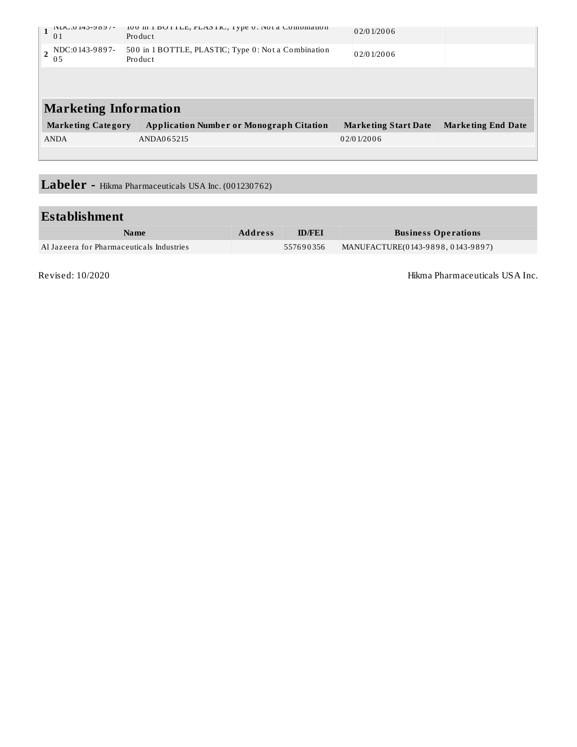| | | | | |
|---|---|---|---|---|
| 1 | NDC:0143-9897-01 | 100 in 1 BOTTLE, PLASTIC; Type 0: Not a Combination Product | 02/01/2006 | |
| 2 | NDC:0143-9897-05 | 500 in 1 BOTTLE, PLASTIC; Type 0: Not a Combination Product | 02/01/2006 | |

## Marketing Information

| Marketing Category | Application Number or Monograph Citation | Marketing Start Date | Marketing End Date |
|---|---|---|---|
| ANDA | ANDA065215 | 02/01/2006 | |

## Labeler - Hikma Pharmaceuticals USA Inc. (001230762)

## Establishment

| Name | Address | ID/FEI | Business Operations |
|---|---|---|---|
| Al Jazeera for Pharmaceuticals Industries | | 557690356 | MANUFACTURE(0143-9898, 0143-9897) |

Revised: 10/2020

Hikma Pharmaceuticals USA Inc.